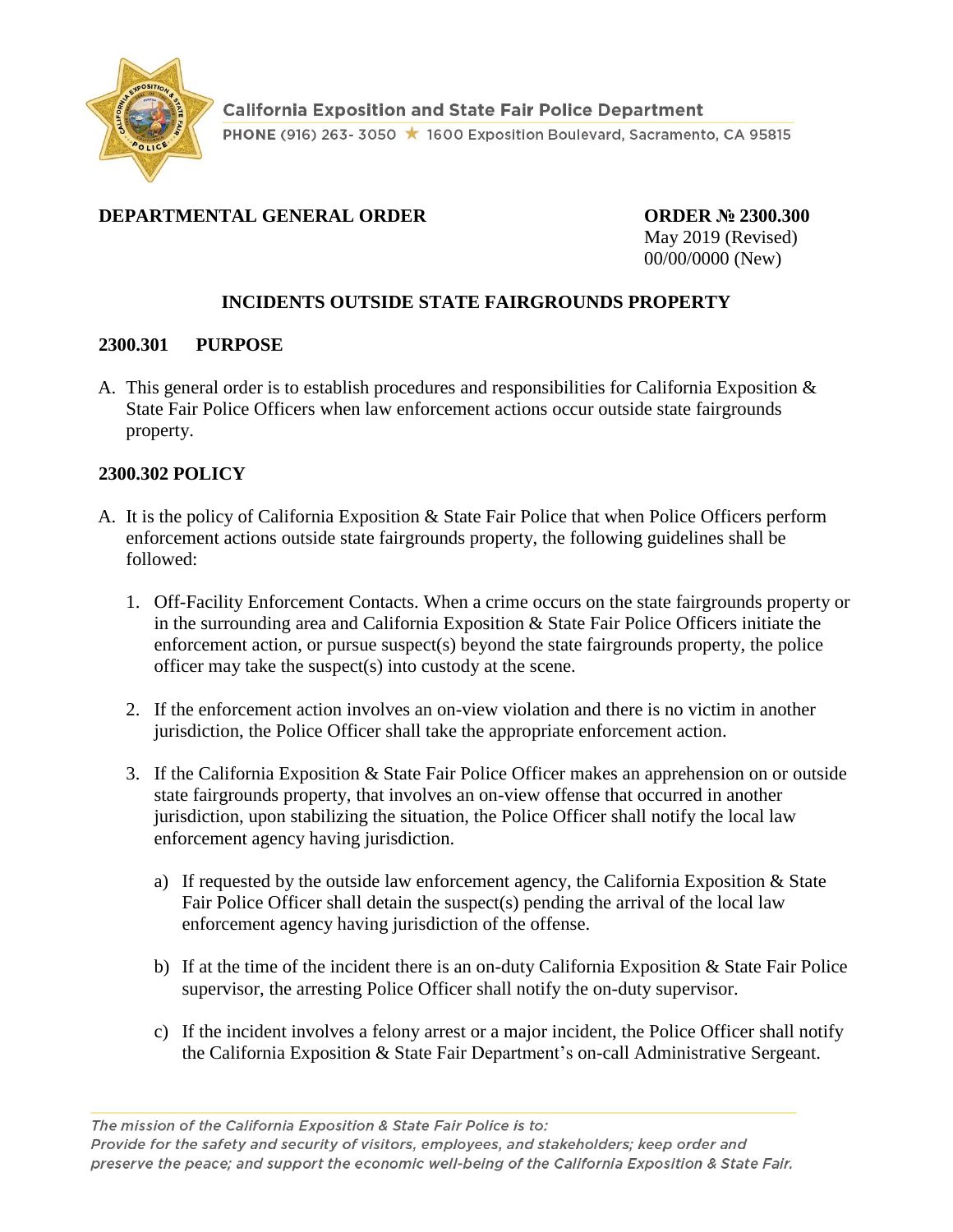California Exposition and State Fair Police Department
PHONE (916) 263- 3050 ★ 1600 Exposition Boulevard, Sacramento, CA 95815

**DEPARTMENTAL GENERAL ORDER**

**ORDER № 2300.300**
May 2019 (Revised)
00/00/0000 (New)

## INCIDENTS OUTSIDE STATE FAIRGROUNDS PROPERTY

### 2300.301 PURPOSE

A. This general order is to establish procedures and responsibilities for California Exposition & State Fair Police Officers when law enforcement actions occur outside state fairgrounds property.

### 2300.302 POLICY

A. It is the policy of California Exposition & State Fair Police that when Police Officers perform enforcement actions outside state fairgrounds property, the following guidelines shall be followed:

1. Off-Facility Enforcement Contacts. When a crime occurs on the state fairgrounds property or in the surrounding area and California Exposition & State Fair Police Officers initiate the enforcement action, or pursue suspect(s) beyond the state fairgrounds property, the police officer may take the suspect(s) into custody at the scene.

2. If the enforcement action involves an on-view violation and there is no victim in another jurisdiction, the Police Officer shall take the appropriate enforcement action.

3. If the California Exposition & State Fair Police Officer makes an apprehension on or outside state fairgrounds property, that involves an on-view offense that occurred in another jurisdiction, upon stabilizing the situation, the Police Officer shall notify the local law enforcement agency having jurisdiction.

    a) If requested by the outside law enforcement agency, the California Exposition & State Fair Police Officer shall detain the suspect(s) pending the arrival of the local law enforcement agency having jurisdiction of the offense.

    b) If at the time of the incident there is an on-duty California Exposition & State Fair Police supervisor, the arresting Police Officer shall notify the on-duty supervisor.

    c) If the incident involves a felony arrest or a major incident, the Police Officer shall notify the California Exposition & State Fair Department's on-call Administrative Sergeant.

*The mission of the California Exposition & State Fair Police is to:*
*Provide for the safety and security of visitors, employees, and stakeholders; keep order and preserve the peace; and support the economic well-being of the California Exposition & State Fair.*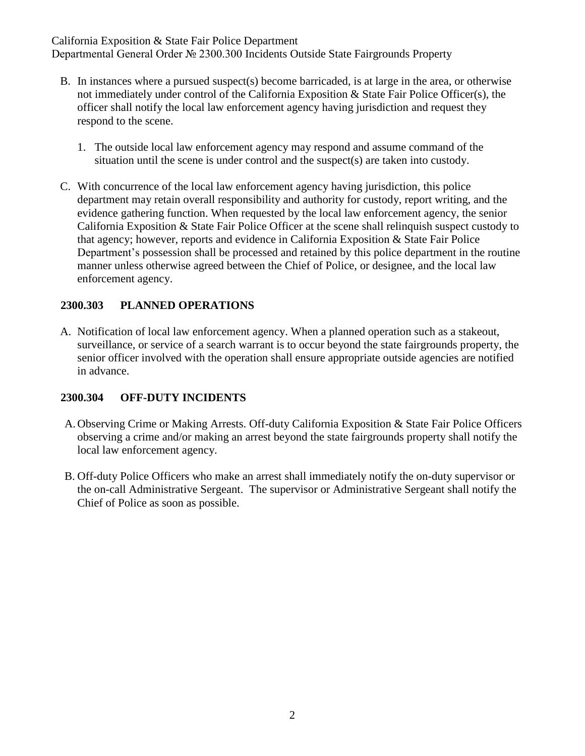B. In instances where a pursued suspect(s) become barricaded, is at large in the area, or otherwise not immediately under control of the California Exposition & State Fair Police Officer(s), the officer shall notify the local law enforcement agency having jurisdiction and request they respond to the scene.

   1. The outside local law enforcement agency may respond and assume command of the situation until the scene is under control and the suspect(s) are taken into custody.

C. With concurrence of the local law enforcement agency having jurisdiction, this police department may retain overall responsibility and authority for custody, report writing, and the evidence gathering function. When requested by the local law enforcement agency, the senior California Exposition & State Fair Police Officer at the scene shall relinquish suspect custody to that agency; however, reports and evidence in California Exposition & State Fair Police Department's possession shall be processed and retained by this police department in the routine manner unless otherwise agreed between the Chief of Police, or designee, and the local law enforcement agency.

## 2300.303 PLANNED OPERATIONS

A. Notification of local law enforcement agency. When a planned operation such as a stakeout, surveillance, or service of a search warrant is to occur beyond the state fairgrounds property, the senior officer involved with the operation shall ensure appropriate outside agencies are notified in advance.

## 2300.304 OFF-DUTY INCIDENTS

A. Observing Crime or Making Arrests. Off-duty California Exposition & State Fair Police Officers observing a crime and/or making an arrest beyond the state fairgrounds property shall notify the local law enforcement agency.

B. Off-duty Police Officers who make an arrest shall immediately notify the on-duty supervisor or the on-call Administrative Sergeant. The supervisor or Administrative Sergeant shall notify the Chief of Police as soon as possible.